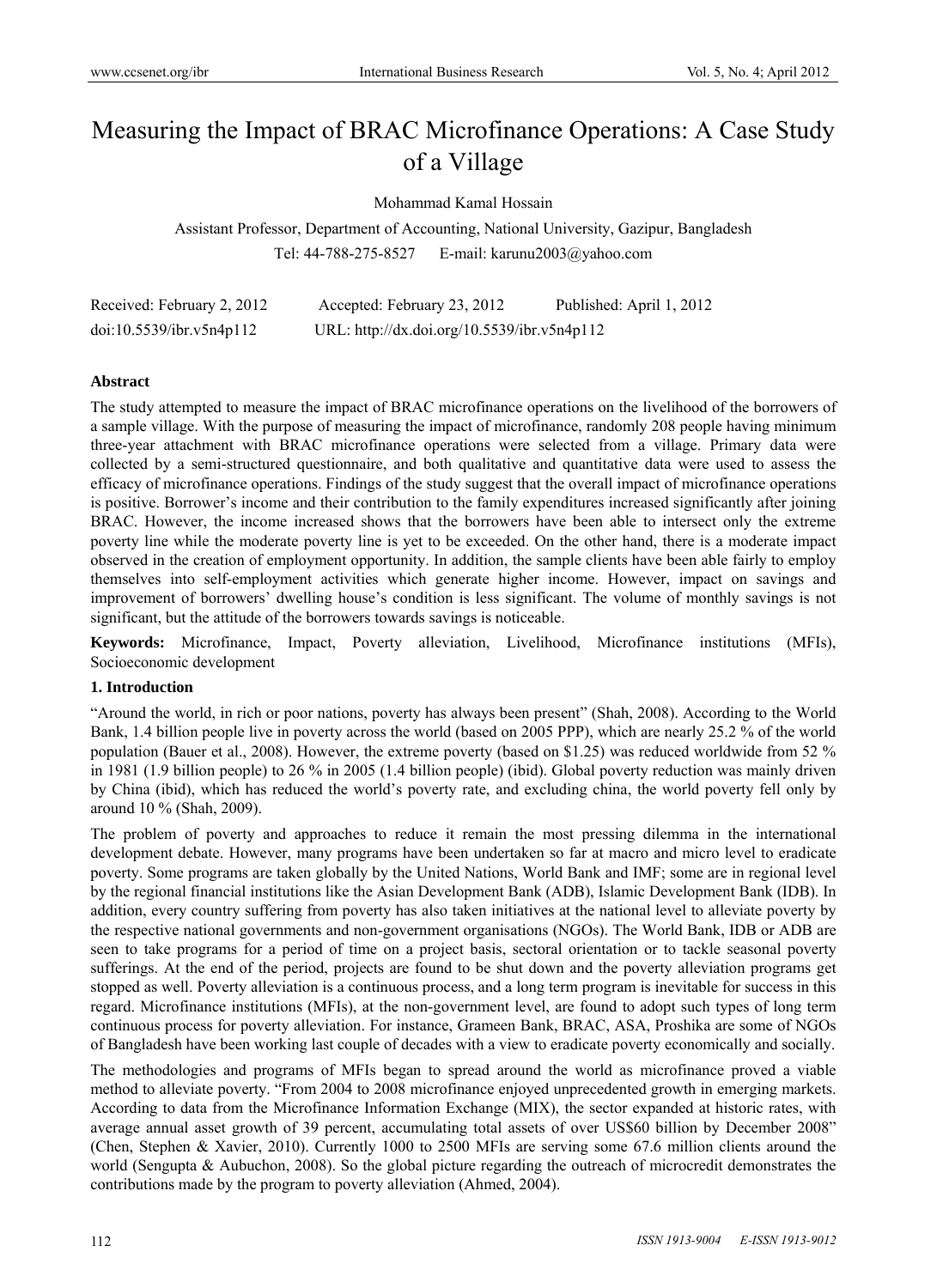# Measuring the Impact of BRAC Microfinance Operations: A Case Study of a Village

Mohammad Kamal Hossain

Assistant Professor, Department of Accounting, National University, Gazipur, Bangladesh

Tel: 44-788-275-8527 E-mail: karunu2003@yahoo.com

Received: February 2, 2012 Accepted: February 23, 2012 Published: April 1, 2012

doi:10.5539/ibr.v5n4p112 URL: http://dx.doi.org/10.5539/ibr.v5n4p112

## Abstract

The study attempted to measure the impact of BRAC microfinance operations on the livelihood of the borrowers of a sample village. With the purpose of measuring the impact of microfinance, randomly 208 people having minimum three-year attachment with BRAC microfinance operations were selected from a village. Primary data were collected by a semi-structured questionnaire, and both qualitative and quantitative data were used to assess the efficacy of microfinance operations. Findings of the study suggest that the overall impact of microfinance operations is positive. Borrower's income and their contribution to the family expenditures increased significantly after joining BRAC. However, the income increased shows that the borrowers have been able to intersect only the extreme poverty line while the moderate poverty line is yet to be exceeded. On the other hand, there is a moderate impact observed in the creation of employment opportunity. In addition, the sample clients have been able fairly to employ themselves into self-employment activities which generate higher income. However, impact on savings and improvement of borrowers' dwelling house's condition is less significant. The volume of monthly savings is not significant, but the attitude of the borrowers towards savings is noticeable.

**Keywords:** Microfinance, Impact, Poverty alleviation, Livelihood, Microfinance institutions (MFIs), Socioeconomic development

## 1. Introduction

"Around the world, in rich or poor nations, poverty has always been present" (Shah, 2008). According to the World Bank, 1.4 billion people live in poverty across the world (based on 2005 PPP), which are nearly 25.2 % of the world population (Bauer et al., 2008). However, the extreme poverty (based on $1.25) was reduced worldwide from 52 % in 1981 (1.9 billion people) to 26 % in 2005 (1.4 billion people) (ibid). Global poverty reduction was mainly driven by China (ibid), which has reduced the world's poverty rate, and excluding china, the world poverty fell only by around 10 % (Shah, 2009).

The problem of poverty and approaches to reduce it remain the most pressing dilemma in the international development debate. However, many programs have been undertaken so far at macro and micro level to eradicate poverty. Some programs are taken globally by the United Nations, World Bank and IMF; some are in regional level by the regional financial institutions like the Asian Development Bank (ADB), Islamic Development Bank (IDB). In addition, every country suffering from poverty has also taken initiatives at the national level to alleviate poverty by the respective national governments and non-government organisations (NGOs). The World Bank, IDB or ADB are seen to take programs for a period of time on a project basis, sectoral orientation or to tackle seasonal poverty sufferings. At the end of the period, projects are found to be shut down and the poverty alleviation programs get stopped as well. Poverty alleviation is a continuous process, and a long term program is inevitable for success in this regard. Microfinance institutions (MFIs), at the non-government level, are found to adopt such types of long term continuous process for poverty alleviation. For instance, Grameen Bank, BRAC, ASA, Proshika are some of NGOs of Bangladesh have been working last couple of decades with a view to eradicate poverty economically and socially.

The methodologies and programs of MFIs began to spread around the world as microfinance proved a viable method to alleviate poverty. "From 2004 to 2008 microfinance enjoyed unprecedented growth in emerging markets. According to data from the Microfinance Information Exchange (MIX), the sector expanded at historic rates, with average annual asset growth of 39 percent, accumulating total assets of over US$60 billion by December 2008" (Chen, Stephen & Xavier, 2010). Currently 1000 to 2500 MFIs are serving some 67.6 million clients around the world (Sengupta & Aubuchon, 2008). So the global picture regarding the outreach of microcredit demonstrates the contributions made by the program to poverty alleviation (Ahmed, 2004).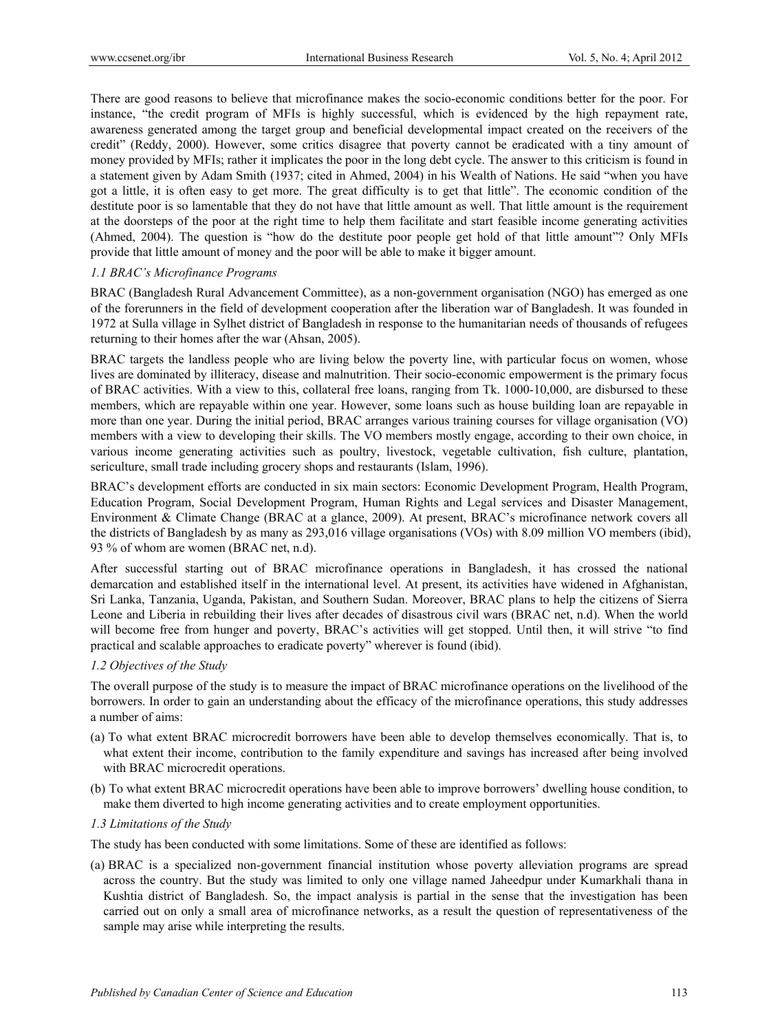There are good reasons to believe that microfinance makes the socio-economic conditions better for the poor. For instance, "the credit program of MFIs is highly successful, which is evidenced by the high repayment rate, awareness generated among the target group and beneficial developmental impact created on the receivers of the credit" (Reddy, 2000). However, some critics disagree that poverty cannot be eradicated with a tiny amount of money provided by MFIs; rather it implicates the poor in the long debt cycle. The answer to this criticism is found in a statement given by Adam Smith (1937; cited in Ahmed, 2004) in his Wealth of Nations. He said "when you have got a little, it is often easy to get more. The great difficulty is to get that little". The economic condition of the destitute poor is so lamentable that they do not have that little amount as well. That little amount is the requirement at the doorsteps of the poor at the right time to help them facilitate and start feasible income generating activities (Ahmed, 2004). The question is "how do the destitute poor people get hold of that little amount"? Only MFIs provide that little amount of money and the poor will be able to make it bigger amount.

### *1.1 BRAC's Microfinance Programs*

BRAC (Bangladesh Rural Advancement Committee), as a non-government organisation (NGO) has emerged as one of the forerunners in the field of development cooperation after the liberation war of Bangladesh. It was founded in 1972 at Sulla village in Sylhet district of Bangladesh in response to the humanitarian needs of thousands of refugees returning to their homes after the war (Ahsan, 2005).

BRAC targets the landless people who are living below the poverty line, with particular focus on women, whose lives are dominated by illiteracy, disease and malnutrition. Their socio-economic empowerment is the primary focus of BRAC activities. With a view to this, collateral free loans, ranging from Tk. 1000-10,000, are disbursed to these members, which are repayable within one year. However, some loans such as house building loan are repayable in more than one year. During the initial period, BRAC arranges various training courses for village organisation (VO) members with a view to developing their skills. The VO members mostly engage, according to their own choice, in various income generating activities such as poultry, livestock, vegetable cultivation, fish culture, plantation, sericulture, small trade including grocery shops and restaurants (Islam, 1996).

BRAC's development efforts are conducted in six main sectors: Economic Development Program, Health Program, Education Program, Social Development Program, Human Rights and Legal services and Disaster Management, Environment & Climate Change (BRAC at a glance, 2009). At present, BRAC's microfinance network covers all the districts of Bangladesh by as many as 293,016 village organisations (VOs) with 8.09 million VO members (ibid), 93 % of whom are women (BRAC net, n.d).

After successful starting out of BRAC microfinance operations in Bangladesh, it has crossed the national demarcation and established itself in the international level. At present, its activities have widened in Afghanistan, Sri Lanka, Tanzania, Uganda, Pakistan, and Southern Sudan. Moreover, BRAC plans to help the citizens of Sierra Leone and Liberia in rebuilding their lives after decades of disastrous civil wars (BRAC net, n.d). When the world will become free from hunger and poverty, BRAC's activities will get stopped. Until then, it will strive "to find practical and scalable approaches to eradicate poverty" wherever is found (ibid).

### *1.2 Objectives of the Study*

The overall purpose of the study is to measure the impact of BRAC microfinance operations on the livelihood of the borrowers. In order to gain an understanding about the efficacy of the microfinance operations, this study addresses a number of aims:

(a) To what extent BRAC microcredit borrowers have been able to develop themselves economically. That is, to what extent their income, contribution to the family expenditure and savings has increased after being involved with BRAC microcredit operations.

(b) To what extent BRAC microcredit operations have been able to improve borrowers' dwelling house condition, to make them diverted to high income generating activities and to create employment opportunities.

### *1.3 Limitations of the Study*

The study has been conducted with some limitations. Some of these are identified as follows:

(a) BRAC is a specialized non-government financial institution whose poverty alleviation programs are spread across the country. But the study was limited to only one village named Jaheedpur under Kumarkhali thana in Kushtia district of Bangladesh. So, the impact analysis is partial in the sense that the investigation has been carried out on only a small area of microfinance networks, as a result the question of representativeness of the sample may arise while interpreting the results.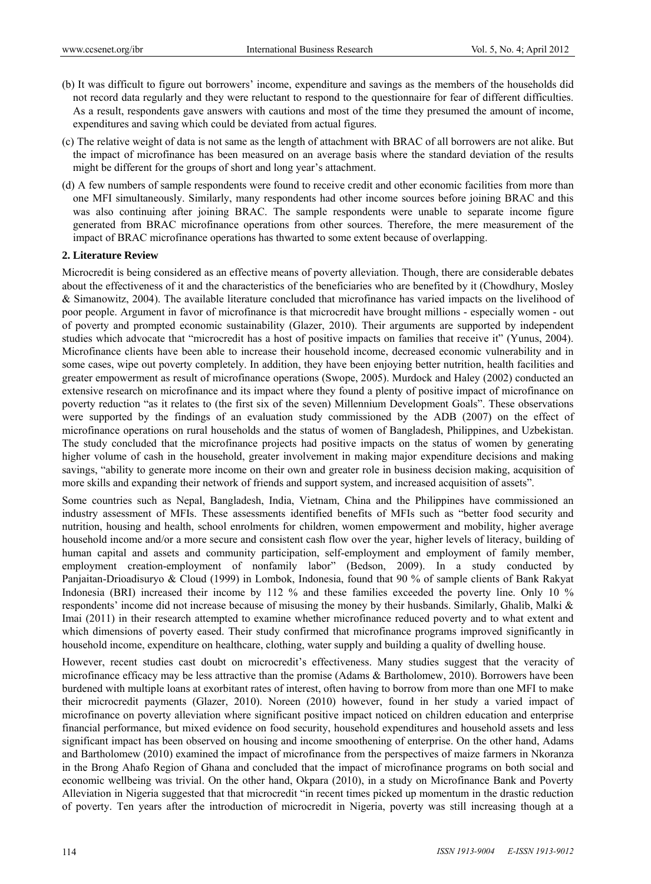(b) It was difficult to figure out borrowers' income, expenditure and savings as the members of the households did not record data regularly and they were reluctant to respond to the questionnaire for fear of different difficulties. As a result, respondents gave answers with cautions and most of the time they presumed the amount of income, expenditures and saving which could be deviated from actual figures.

(c) The relative weight of data is not same as the length of attachment with BRAC of all borrowers are not alike. But the impact of microfinance has been measured on an average basis where the standard deviation of the results might be different for the groups of short and long year's attachment.

(d) A few numbers of sample respondents were found to receive credit and other economic facilities from more than one MFI simultaneously. Similarly, many respondents had other income sources before joining BRAC and this was also continuing after joining BRAC. The sample respondents were unable to separate income figure generated from BRAC microfinance operations from other sources. Therefore, the mere measurement of the impact of BRAC microfinance operations has thwarted to some extent because of overlapping.

## 2. Literature Review

Microcredit is being considered as an effective means of poverty alleviation. Though, there are considerable debates about the effectiveness of it and the characteristics of the beneficiaries who are benefited by it (Chowdhury, Mosley & Simanowitz, 2004). The available literature concluded that microfinance has varied impacts on the livelihood of poor people. Argument in favor of microfinance is that microcredit have brought millions - especially women - out of poverty and prompted economic sustainability (Glazer, 2010). Their arguments are supported by independent studies which advocate that "microcredit has a host of positive impacts on families that receive it" (Yunus, 2004). Microfinance clients have been able to increase their household income, decreased economic vulnerability and in some cases, wipe out poverty completely. In addition, they have been enjoying better nutrition, health facilities and greater empowerment as result of microfinance operations (Swope, 2005). Murdock and Haley (2002) conducted an extensive research on microfinance and its impact where they found a plenty of positive impact of microfinance on poverty reduction "as it relates to (the first six of the seven) Millennium Development Goals". These observations were supported by the findings of an evaluation study commissioned by the ADB (2007) on the effect of microfinance operations on rural households and the status of women of Bangladesh, Philippines, and Uzbekistan. The study concluded that the microfinance projects had positive impacts on the status of women by generating higher volume of cash in the household, greater involvement in making major expenditure decisions and making savings, "ability to generate more income on their own and greater role in business decision making, acquisition of more skills and expanding their network of friends and support system, and increased acquisition of assets".

Some countries such as Nepal, Bangladesh, India, Vietnam, China and the Philippines have commissioned an industry assessment of MFIs. These assessments identified benefits of MFIs such as "better food security and nutrition, housing and health, school enrolments for children, women empowerment and mobility, higher average household income and/or a more secure and consistent cash flow over the year, higher levels of literacy, building of human capital and assets and community participation, self-employment and employment of family member, employment creation-employment of nonfamily labor" (Bedson, 2009). In a study conducted by Panjaitan-Drioadisuryo & Cloud (1999) in Lombok, Indonesia, found that 90 % of sample clients of Bank Rakyat Indonesia (BRI) increased their income by 112 % and these families exceeded the poverty line. Only 10 % respondents' income did not increase because of misusing the money by their husbands. Similarly, Ghalib, Malki & Imai (2011) in their research attempted to examine whether microfinance reduced poverty and to what extent and which dimensions of poverty eased. Their study confirmed that microfinance programs improved significantly in household income, expenditure on healthcare, clothing, water supply and building a quality of dwelling house.

However, recent studies cast doubt on microcredit's effectiveness. Many studies suggest that the veracity of microfinance efficacy may be less attractive than the promise (Adams & Bartholomew, 2010). Borrowers have been burdened with multiple loans at exorbitant rates of interest, often having to borrow from more than one MFI to make their microcredit payments (Glazer, 2010). Noreen (2010) however, found in her study a varied impact of microfinance on poverty alleviation where significant positive impact noticed on children education and enterprise financial performance, but mixed evidence on food security, household expenditures and household assets and less significant impact has been observed on housing and income smoothening of enterprise. On the other hand, Adams and Bartholomew (2010) examined the impact of microfinance from the perspectives of maize farmers in Nkoranza in the Brong Ahafo Region of Ghana and concluded that the impact of microfinance programs on both social and economic wellbeing was trivial. On the other hand, Okpara (2010), in a study on Microfinance Bank and Poverty Alleviation in Nigeria suggested that that microcredit "in recent times picked up momentum in the drastic reduction of poverty. Ten years after the introduction of microcredit in Nigeria, poverty was still increasing though at a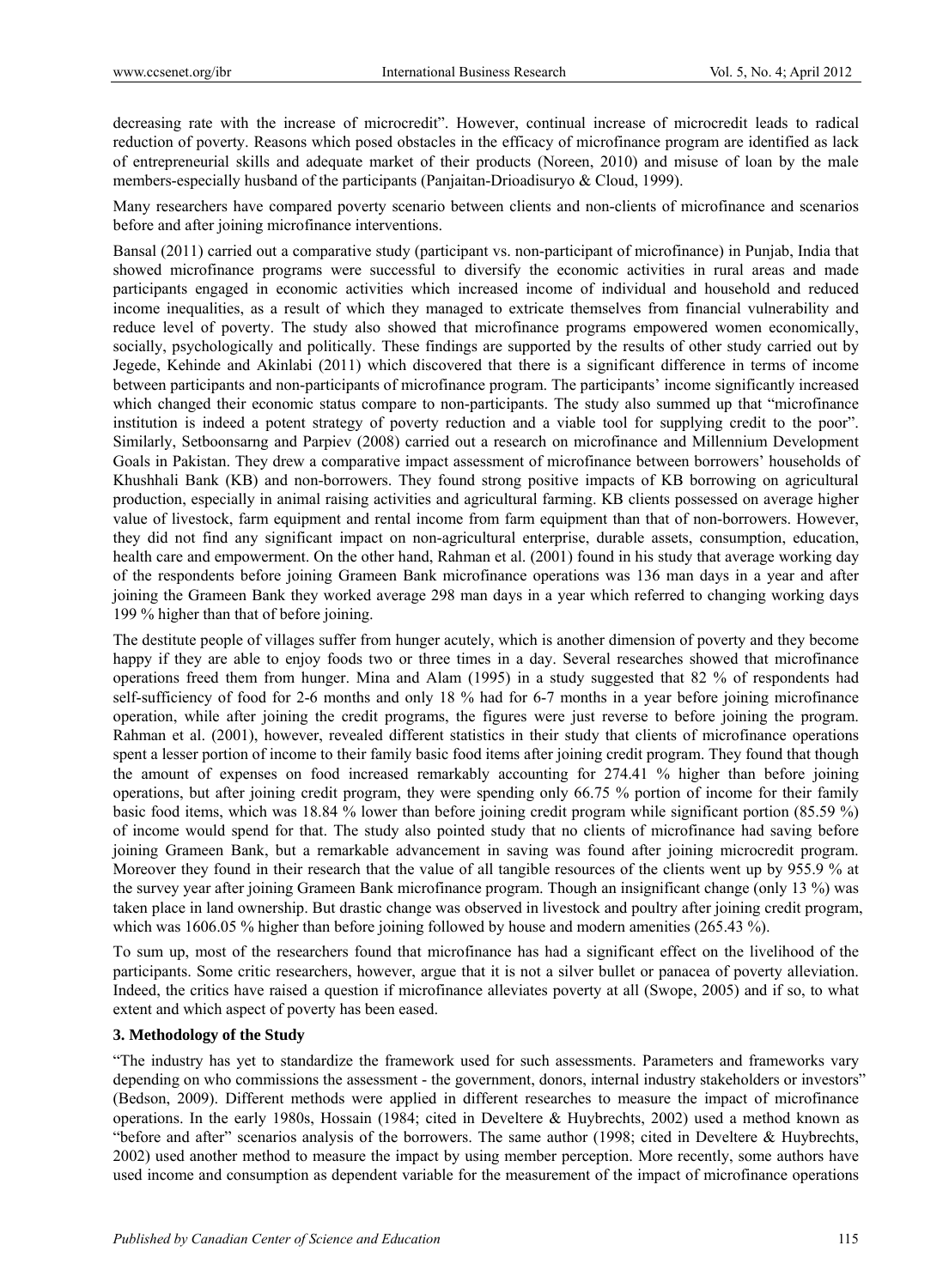decreasing rate with the increase of microcredit". However, continual increase of microcredit leads to radical reduction of poverty. Reasons which posed obstacles in the efficacy of microfinance program are identified as lack of entrepreneurial skills and adequate market of their products (Noreen, 2010) and misuse of loan by the male members-especially husband of the participants (Panjaitan-Drioadisuryo & Cloud, 1999).

Many researchers have compared poverty scenario between clients and non-clients of microfinance and scenarios before and after joining microfinance interventions.

Bansal (2011) carried out a comparative study (participant vs. non-participant of microfinance) in Punjab, India that showed microfinance programs were successful to diversify the economic activities in rural areas and made participants engaged in economic activities which increased income of individual and household and reduced income inequalities, as a result of which they managed to extricate themselves from financial vulnerability and reduce level of poverty. The study also showed that microfinance programs empowered women economically, socially, psychologically and politically. These findings are supported by the results of other study carried out by Jegede, Kehinde and Akinlabi (2011) which discovered that there is a significant difference in terms of income between participants and non-participants of microfinance program. The participants' income significantly increased which changed their economic status compare to non-participants. The study also summed up that "microfinance institution is indeed a potent strategy of poverty reduction and a viable tool for supplying credit to the poor". Similarly, Setboonsarng and Parpiev (2008) carried out a research on microfinance and Millennium Development Goals in Pakistan. They drew a comparative impact assessment of microfinance between borrowers' households of Khushhali Bank (KB) and non-borrowers. They found strong positive impacts of KB borrowing on agricultural production, especially in animal raising activities and agricultural farming. KB clients possessed on average higher value of livestock, farm equipment and rental income from farm equipment than that of non-borrowers. However, they did not find any significant impact on non-agricultural enterprise, durable assets, consumption, education, health care and empowerment. On the other hand, Rahman et al. (2001) found in his study that average working day of the respondents before joining Grameen Bank microfinance operations was 136 man days in a year and after joining the Grameen Bank they worked average 298 man days in a year which referred to changing working days 199 % higher than that of before joining.

The destitute people of villages suffer from hunger acutely, which is another dimension of poverty and they become happy if they are able to enjoy foods two or three times in a day. Several researches showed that microfinance operations freed them from hunger. Mina and Alam (1995) in a study suggested that 82 % of respondents had self-sufficiency of food for 2-6 months and only 18 % had for 6-7 months in a year before joining microfinance operation, while after joining the credit programs, the figures were just reverse to before joining the program. Rahman et al. (2001), however, revealed different statistics in their study that clients of microfinance operations spent a lesser portion of income to their family basic food items after joining credit program. They found that though the amount of expenses on food increased remarkably accounting for 274.41 % higher than before joining operations, but after joining credit program, they were spending only 66.75 % portion of income for their family basic food items, which was 18.84 % lower than before joining credit program while significant portion (85.59 %) of income would spend for that. The study also pointed study that no clients of microfinance had saving before joining Grameen Bank, but a remarkable advancement in saving was found after joining microcredit program. Moreover they found in their research that the value of all tangible resources of the clients went up by 955.9 % at the survey year after joining Grameen Bank microfinance program. Though an insignificant change (only 13 %) was taken place in land ownership. But drastic change was observed in livestock and poultry after joining credit program, which was 1606.05 % higher than before joining followed by house and modern amenities (265.43 %).

To sum up, most of the researchers found that microfinance has had a significant effect on the livelihood of the participants. Some critic researchers, however, argue that it is not a silver bullet or panacea of poverty alleviation. Indeed, the critics have raised a question if microfinance alleviates poverty at all (Swope, 2005) and if so, to what extent and which aspect of poverty has been eased.

### 3. Methodology of the Study

"The industry has yet to standardize the framework used for such assessments. Parameters and frameworks vary depending on who commissions the assessment - the government, donors, internal industry stakeholders or investors" (Bedson, 2009). Different methods were applied in different researches to measure the impact of microfinance operations. In the early 1980s, Hossain (1984; cited in Develtere & Huybrechts, 2002) used a method known as "before and after" scenarios analysis of the borrowers. The same author (1998; cited in Develtere & Huybrechts, 2002) used another method to measure the impact by using member perception. More recently, some authors have used income and consumption as dependent variable for the measurement of the impact of microfinance operations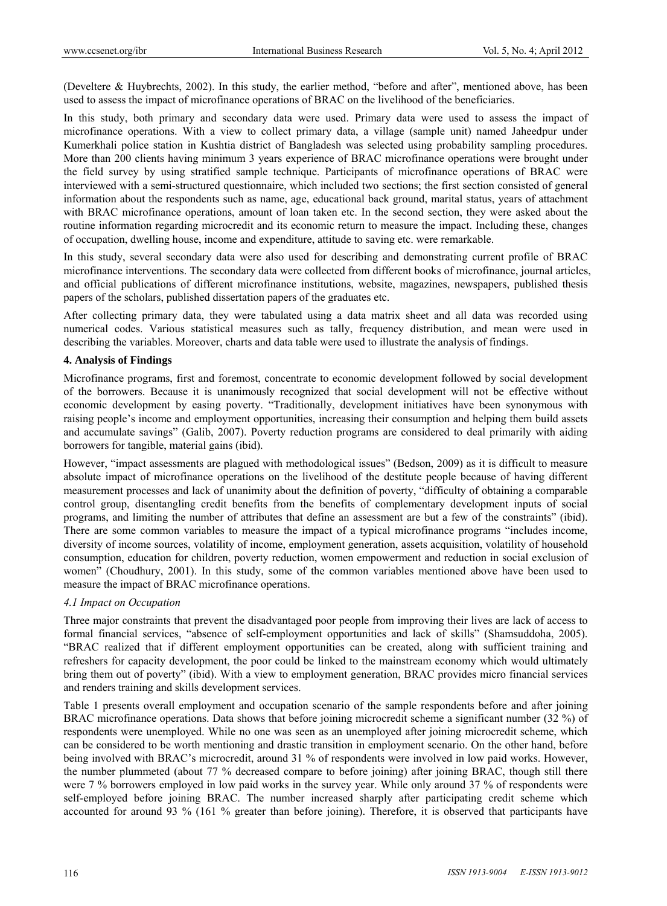(Develtere & Huybrechts, 2002). In this study, the earlier method, "before and after", mentioned above, has been used to assess the impact of microfinance operations of BRAC on the livelihood of the beneficiaries.

In this study, both primary and secondary data were used. Primary data were used to assess the impact of microfinance operations. With a view to collect primary data, a village (sample unit) named Jaheedpur under Kumerkhali police station in Kushtia district of Bangladesh was selected using probability sampling procedures. More than 200 clients having minimum 3 years experience of BRAC microfinance operations were brought under the field survey by using stratified sample technique. Participants of microfinance operations of BRAC were interviewed with a semi-structured questionnaire, which included two sections; the first section consisted of general information about the respondents such as name, age, educational back ground, marital status, years of attachment with BRAC microfinance operations, amount of loan taken etc. In the second section, they were asked about the routine information regarding microcredit and its economic return to measure the impact. Including these, changes of occupation, dwelling house, income and expenditure, attitude to saving etc. were remarkable.

In this study, several secondary data were also used for describing and demonstrating current profile of BRAC microfinance interventions. The secondary data were collected from different books of microfinance, journal articles, and official publications of different microfinance institutions, website, magazines, newspapers, published thesis papers of the scholars, published dissertation papers of the graduates etc.

After collecting primary data, they were tabulated using a data matrix sheet and all data was recorded using numerical codes. Various statistical measures such as tally, frequency distribution, and mean were used in describing the variables. Moreover, charts and data table were used to illustrate the analysis of findings.

## 4. Analysis of Findings

Microfinance programs, first and foremost, concentrate to economic development followed by social development of the borrowers. Because it is unanimously recognized that social development will not be effective without economic development by easing poverty. "Traditionally, development initiatives have been synonymous with raising people's income and employment opportunities, increasing their consumption and helping them build assets and accumulate savings" (Galib, 2007). Poverty reduction programs are considered to deal primarily with aiding borrowers for tangible, material gains (ibid).

However, "impact assessments are plagued with methodological issues" (Bedson, 2009) as it is difficult to measure absolute impact of microfinance operations on the livelihood of the destitute people because of having different measurement processes and lack of unanimity about the definition of poverty, "difficulty of obtaining a comparable control group, disentangling credit benefits from the benefits of complementary development inputs of social programs, and limiting the number of attributes that define an assessment are but a few of the constraints" (ibid). There are some common variables to measure the impact of a typical microfinance programs "includes income, diversity of income sources, volatility of income, employment generation, assets acquisition, volatility of household consumption, education for children, poverty reduction, women empowerment and reduction in social exclusion of women" (Choudhury, 2001). In this study, some of the common variables mentioned above have been used to measure the impact of BRAC microfinance operations.

### *4.1 Impact on Occupation*

Three major constraints that prevent the disadvantaged poor people from improving their lives are lack of access to formal financial services, "absence of self-employment opportunities and lack of skills" (Shamsuddoha, 2005). "BRAC realized that if different employment opportunities can be created, along with sufficient training and refreshers for capacity development, the poor could be linked to the mainstream economy which would ultimately bring them out of poverty" (ibid). With a view to employment generation, BRAC provides micro financial services and renders training and skills development services.

Table 1 presents overall employment and occupation scenario of the sample respondents before and after joining BRAC microfinance operations. Data shows that before joining microcredit scheme a significant number (32 %) of respondents were unemployed. While no one was seen as an unemployed after joining microcredit scheme, which can be considered to be worth mentioning and drastic transition in employment scenario. On the other hand, before being involved with BRAC's microcredit, around 31 % of respondents were involved in low paid works. However, the number plummeted (about 77 % decreased compare to before joining) after joining BRAC, though still there were 7 % borrowers employed in low paid works in the survey year. While only around 37 % of respondents were self-employed before joining BRAC. The number increased sharply after participating credit scheme which accounted for around 93 % (161 % greater than before joining). Therefore, it is observed that participants have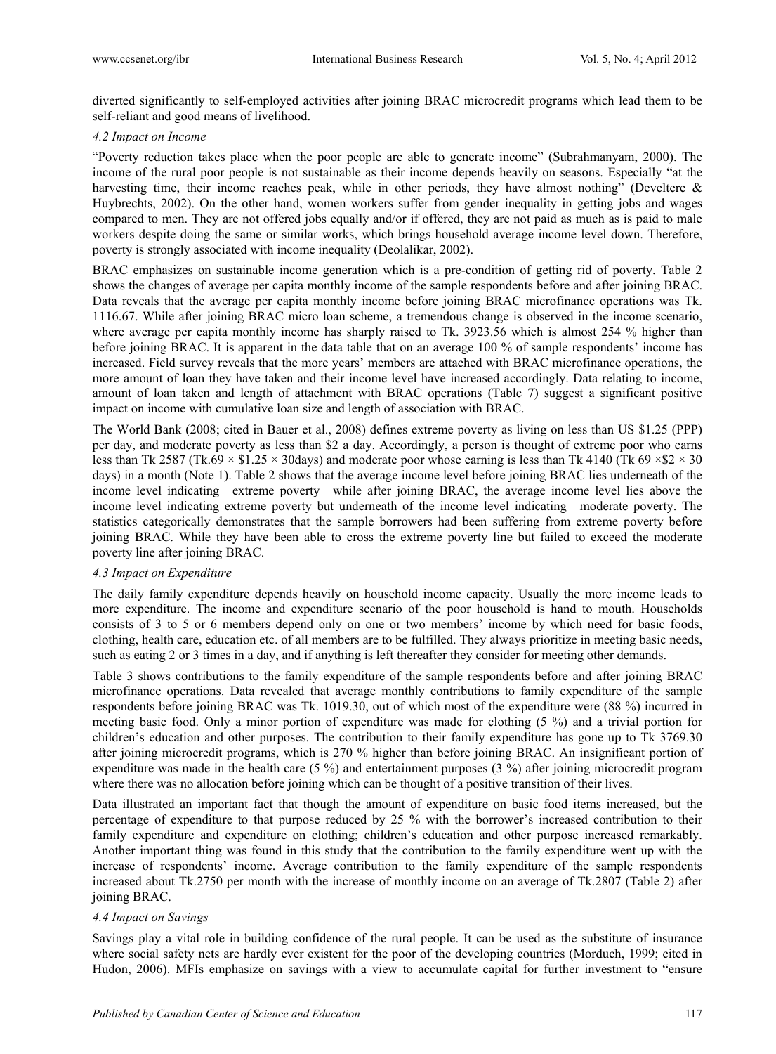diverted significantly to self-employed activities after joining BRAC microcredit programs which lead them to be self-reliant and good means of livelihood.

### *4.2 Impact on Income*

"Poverty reduction takes place when the poor people are able to generate income" (Subrahmanyam, 2000). The income of the rural poor people is not sustainable as their income depends heavily on seasons. Especially "at the harvesting time, their income reaches peak, while in other periods, they have almost nothing" (Develtere & Huybrechts, 2002). On the other hand, women workers suffer from gender inequality in getting jobs and wages compared to men. They are not offered jobs equally and/or if offered, they are not paid as much as is paid to male workers despite doing the same or similar works, which brings household average income level down. Therefore, poverty is strongly associated with income inequality (Deolalikar, 2002).

BRAC emphasizes on sustainable income generation which is a pre-condition of getting rid of poverty. Table 2 shows the changes of average per capita monthly income of the sample respondents before and after joining BRAC. Data reveals that the average per capita monthly income before joining BRAC microfinance operations was Tk. 1116.67. While after joining BRAC micro loan scheme, a tremendous change is observed in the income scenario, where average per capita monthly income has sharply raised to Tk. 3923.56 which is almost 254 % higher than before joining BRAC. It is apparent in the data table that on an average 100 % of sample respondents' income has increased. Field survey reveals that the more years' members are attached with BRAC microfinance operations, the more amount of loan they have taken and their income level have increased accordingly. Data relating to income, amount of loan taken and length of attachment with BRAC operations (Table 7) suggest a significant positive impact on income with cumulative loan size and length of association with BRAC.

The World Bank (2008; cited in Bauer et al., 2008) defines extreme poverty as living on less than US \$1.25 (PPP) per day, and moderate poverty as less than \$2 a day. Accordingly, a person is thought of extreme poor who earns less than Tk 2587 (Tk.69 × \$1.25 × 30days) and moderate poor whose earning is less than Tk 4140 (Tk 69 ×\$2 × 30 days) in a month (Note 1). Table 2 shows that the average income level before joining BRAC lies underneath of the income level indicating extreme poverty while after joining BRAC, the average income level lies above the income level indicating extreme poverty but underneath of the income level indicating moderate poverty. The statistics categorically demonstrates that the sample borrowers had been suffering from extreme poverty before joining BRAC. While they have been able to cross the extreme poverty line but failed to exceed the moderate poverty line after joining BRAC.

### *4.3 Impact on Expenditure*

The daily family expenditure depends heavily on household income capacity. Usually the more income leads to more expenditure. The income and expenditure scenario of the poor household is hand to mouth. Households consists of 3 to 5 or 6 members depend only on one or two members' income by which need for basic foods, clothing, health care, education etc. of all members are to be fulfilled. They always prioritize in meeting basic needs, such as eating 2 or 3 times in a day, and if anything is left thereafter they consider for meeting other demands.

Table 3 shows contributions to the family expenditure of the sample respondents before and after joining BRAC microfinance operations. Data revealed that average monthly contributions to family expenditure of the sample respondents before joining BRAC was Tk. 1019.30, out of which most of the expenditure were (88 %) incurred in meeting basic food. Only a minor portion of expenditure was made for clothing (5 %) and a trivial portion for children's education and other purposes. The contribution to their family expenditure has gone up to Tk 3769.30 after joining microcredit programs, which is 270 % higher than before joining BRAC. An insignificant portion of expenditure was made in the health care (5 %) and entertainment purposes (3 %) after joining microcredit program where there was no allocation before joining which can be thought of a positive transition of their lives.

Data illustrated an important fact that though the amount of expenditure on basic food items increased, but the percentage of expenditure to that purpose reduced by 25 % with the borrower's increased contribution to their family expenditure and expenditure on clothing; children's education and other purpose increased remarkably. Another important thing was found in this study that the contribution to the family expenditure went up with the increase of respondents' income. Average contribution to the family expenditure of the sample respondents increased about Tk.2750 per month with the increase of monthly income on an average of Tk.2807 (Table 2) after joining BRAC.

### *4.4 Impact on Savings*

Savings play a vital role in building confidence of the rural people. It can be used as the substitute of insurance where social safety nets are hardly ever existent for the poor of the developing countries (Morduch, 1999; cited in Hudon, 2006). MFIs emphasize on savings with a view to accumulate capital for further investment to "ensure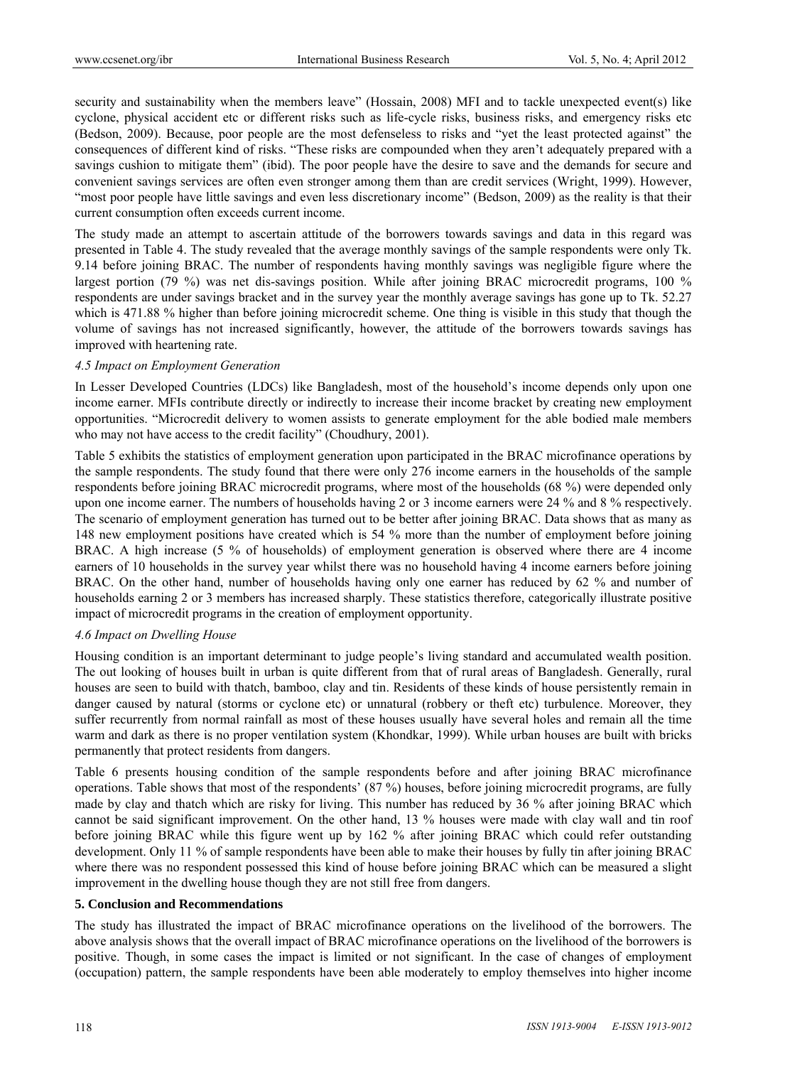security and sustainability when the members leave" (Hossain, 2008) MFI and to tackle unexpected event(s) like cyclone, physical accident etc or different risks such as life-cycle risks, business risks, and emergency risks etc (Bedson, 2009). Because, poor people are the most defenseless to risks and "yet the least protected against" the consequences of different kind of risks. "These risks are compounded when they aren't adequately prepared with a savings cushion to mitigate them" (ibid). The poor people have the desire to save and the demands for secure and convenient savings services are often even stronger among them than are credit services (Wright, 1999). However, "most poor people have little savings and even less discretionary income" (Bedson, 2009) as the reality is that their current consumption often exceeds current income.

The study made an attempt to ascertain attitude of the borrowers towards savings and data in this regard was presented in Table 4. The study revealed that the average monthly savings of the sample respondents were only Tk. 9.14 before joining BRAC. The number of respondents having monthly savings was negligible figure where the largest portion (79 %) was net dis-savings position. While after joining BRAC microcredit programs, 100 % respondents are under savings bracket and in the survey year the monthly average savings has gone up to Tk. 52.27 which is 471.88 % higher than before joining microcredit scheme. One thing is visible in this study that though the volume of savings has not increased significantly, however, the attitude of the borrowers towards savings has improved with heartening rate.

### *4.5 Impact on Employment Generation*

In Lesser Developed Countries (LDCs) like Bangladesh, most of the household's income depends only upon one income earner. MFIs contribute directly or indirectly to increase their income bracket by creating new employment opportunities. "Microcredit delivery to women assists to generate employment for the able bodied male members who may not have access to the credit facility" (Choudhury, 2001).

Table 5 exhibits the statistics of employment generation upon participated in the BRAC microfinance operations by the sample respondents. The study found that there were only 276 income earners in the households of the sample respondents before joining BRAC microcredit programs, where most of the households (68 %) were depended only upon one income earner. The numbers of households having 2 or 3 income earners were 24 % and 8 % respectively. The scenario of employment generation has turned out to be better after joining BRAC. Data shows that as many as 148 new employment positions have created which is 54 % more than the number of employment before joining BRAC. A high increase (5 % of households) of employment generation is observed where there are 4 income earners of 10 households in the survey year whilst there was no household having 4 income earners before joining BRAC. On the other hand, number of households having only one earner has reduced by 62 % and number of households earning 2 or 3 members has increased sharply. These statistics therefore, categorically illustrate positive impact of microcredit programs in the creation of employment opportunity.

### *4.6 Impact on Dwelling House*

Housing condition is an important determinant to judge people's living standard and accumulated wealth position. The out looking of houses built in urban is quite different from that of rural areas of Bangladesh. Generally, rural houses are seen to build with thatch, bamboo, clay and tin. Residents of these kinds of house persistently remain in danger caused by natural (storms or cyclone etc) or unnatural (robbery or theft etc) turbulence. Moreover, they suffer recurrently from normal rainfall as most of these houses usually have several holes and remain all the time warm and dark as there is no proper ventilation system (Khondkar, 1999). While urban houses are built with bricks permanently that protect residents from dangers.

Table 6 presents housing condition of the sample respondents before and after joining BRAC microfinance operations. Table shows that most of the respondents' (87 %) houses, before joining microcredit programs, are fully made by clay and thatch which are risky for living. This number has reduced by 36 % after joining BRAC which cannot be said significant improvement. On the other hand, 13 % houses were made with clay wall and tin roof before joining BRAC while this figure went up by 162 % after joining BRAC which could refer outstanding development. Only 11 % of sample respondents have been able to make their houses by fully tin after joining BRAC where there was no respondent possessed this kind of house before joining BRAC which can be measured a slight improvement in the dwelling house though they are not still free from dangers.

## 5. Conclusion and Recommendations

The study has illustrated the impact of BRAC microfinance operations on the livelihood of the borrowers. The above analysis shows that the overall impact of BRAC microfinance operations on the livelihood of the borrowers is positive. Though, in some cases the impact is limited or not significant. In the case of changes of employment (occupation) pattern, the sample respondents have been able moderately to employ themselves into higher income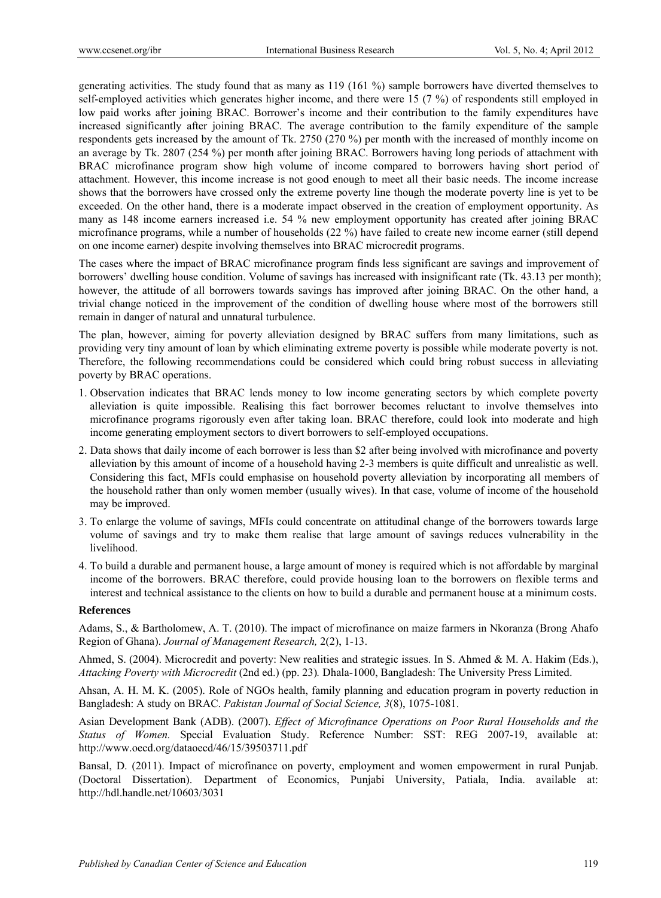generating activities. The study found that as many as 119 (161 %) sample borrowers have diverted themselves to self-employed activities which generates higher income, and there were 15 (7 %) of respondents still employed in low paid works after joining BRAC. Borrower's income and their contribution to the family expenditures have increased significantly after joining BRAC. The average contribution to the family expenditure of the sample respondents gets increased by the amount of Tk. 2750 (270 %) per month with the increased of monthly income on an average by Tk. 2807 (254 %) per month after joining BRAC. Borrowers having long periods of attachment with BRAC microfinance program show high volume of income compared to borrowers having short period of attachment. However, this income increase is not good enough to meet all their basic needs. The income increase shows that the borrowers have crossed only the extreme poverty line though the moderate poverty line is yet to be exceeded. On the other hand, there is a moderate impact observed in the creation of employment opportunity. As many as 148 income earners increased i.e. 54 % new employment opportunity has created after joining BRAC microfinance programs, while a number of households (22 %) have failed to create new income earner (still depend on one income earner) despite involving themselves into BRAC microcredit programs.

The cases where the impact of BRAC microfinance program finds less significant are savings and improvement of borrowers' dwelling house condition. Volume of savings has increased with insignificant rate (Tk. 43.13 per month); however, the attitude of all borrowers towards savings has improved after joining BRAC. On the other hand, a trivial change noticed in the improvement of the condition of dwelling house where most of the borrowers still remain in danger of natural and unnatural turbulence.

The plan, however, aiming for poverty alleviation designed by BRAC suffers from many limitations, such as providing very tiny amount of loan by which eliminating extreme poverty is possible while moderate poverty is not. Therefore, the following recommendations could be considered which could bring robust success in alleviating poverty by BRAC operations.

1. Observation indicates that BRAC lends money to low income generating sectors by which complete poverty alleviation is quite impossible. Realising this fact borrower becomes reluctant to involve themselves into microfinance programs rigorously even after taking loan. BRAC therefore, could look into moderate and high income generating employment sectors to divert borrowers to self-employed occupations.
2. Data shows that daily income of each borrower is less than $2 after being involved with microfinance and poverty alleviation by this amount of income of a household having 2-3 members is quite difficult and unrealistic as well. Considering this fact, MFIs could emphasise on household poverty alleviation by incorporating all members of the household rather than only women member (usually wives). In that case, volume of income of the household may be improved.
3. To enlarge the volume of savings, MFIs could concentrate on attitudinal change of the borrowers towards large volume of savings and try to make them realise that large amount of savings reduces vulnerability in the livelihood.
4. To build a durable and permanent house, a large amount of money is required which is not affordable by marginal income of the borrowers. BRAC therefore, could provide housing loan to the borrowers on flexible terms and interest and technical assistance to the clients on how to build a durable and permanent house at a minimum costs.

## References

Adams, S., & Bartholomew, A. T. (2010). The impact of microfinance on maize farmers in Nkoranza (Brong Ahafo Region of Ghana). *Journal of Management Research,* 2(2), 1-13.

Ahmed, S. (2004). Microcredit and poverty: New realities and strategic issues. In S. Ahmed & M. A. Hakim (Eds.), *Attacking Poverty with Microcredit* (2nd ed.) (pp. 23)*.* Dhala-1000, Bangladesh: The University Press Limited.

Ahsan, A. H. M. K. (2005). Role of NGOs health, family planning and education program in poverty reduction in Bangladesh: A study on BRAC. *Pakistan Journal of Social Science, 3*(8), 1075-1081.

Asian Development Bank (ADB). (2007). *Effect of Microfinance Operations on Poor Rural Households and the Status of Women.* Special Evaluation Study. Reference Number: SST: REG 2007-19, available at: http://www.oecd.org/dataoecd/46/15/39503711.pdf

Bansal, D. (2011). Impact of microfinance on poverty, employment and women empowerment in rural Punjab. (Doctoral Dissertation). Department of Economics, Punjabi University, Patiala, India. available at: http://hdl.handle.net/10603/3031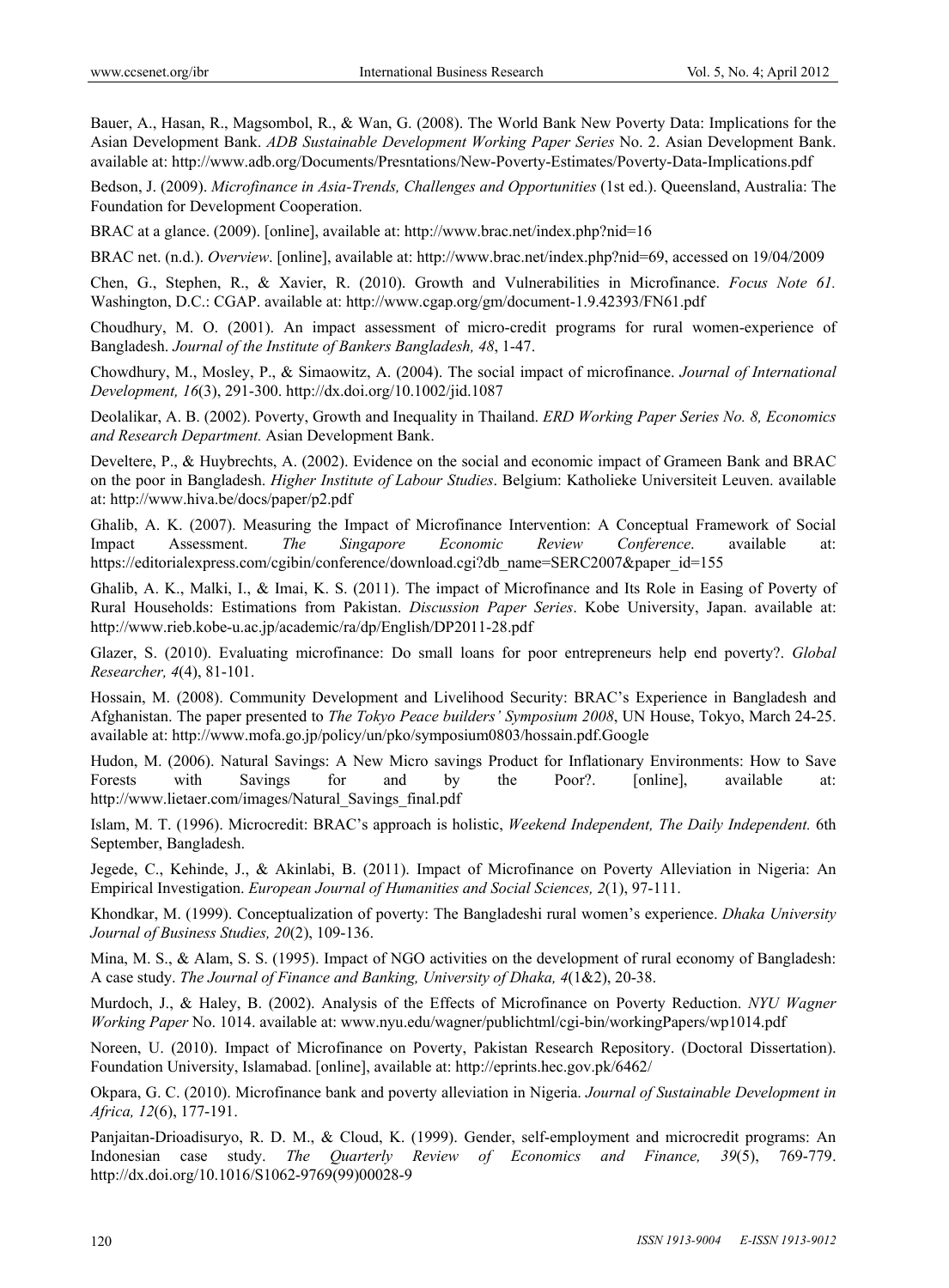Bauer, A., Hasan, R., Magsombol, R., & Wan, G. (2008). The World Bank New Poverty Data: Implications for the Asian Development Bank. *ADB Sustainable Development Working Paper Series* No. 2. Asian Development Bank. available at: http://www.adb.org/Documents/Presntations/New-Poverty-Estimates/Poverty-Data-Implications.pdf

Bedson, J. (2009). *Microfinance in Asia-Trends, Challenges and Opportunities* (1st ed.). Queensland, Australia: The Foundation for Development Cooperation.

BRAC at a glance. (2009). [online], available at: http://www.brac.net/index.php?nid=16

BRAC net. (n.d.). *Overview*. [online], available at: http://www.brac.net/index.php?nid=69, accessed on 19/04/2009

Chen, G., Stephen, R., & Xavier, R. (2010). Growth and Vulnerabilities in Microfinance. *Focus Note 61.* Washington, D.C.: CGAP. available at: http://www.cgap.org/gm/document-1.9.42393/FN61.pdf

Choudhury, M. O. (2001). An impact assessment of micro-credit programs for rural women-experience of Bangladesh. *Journal of the Institute of Bankers Bangladesh, 48*, 1-47.

Chowdhury, M., Mosley, P., & Simaowitz, A. (2004). The social impact of microfinance. *Journal of International Development, 16*(3), 291-300. http://dx.doi.org/10.1002/jid.1087

Deolalikar, A. B. (2002). Poverty, Growth and Inequality in Thailand. *ERD Working Paper Series No. 8, Economics and Research Department.* Asian Development Bank.

Develtere, P., & Huybrechts, A. (2002). Evidence on the social and economic impact of Grameen Bank and BRAC on the poor in Bangladesh. *Higher Institute of Labour Studies*. Belgium: Katholieke Universiteit Leuven. available at: http://www.hiva.be/docs/paper/p2.pdf

Ghalib, A. K. (2007). Measuring the Impact of Microfinance Intervention: A Conceptual Framework of Social Impact Assessment. *The Singapore Economic Review Conference*. available at: https://editorialexpress.com/cgibin/conference/download.cgi?db_name=SERC2007&paper_id=155

Ghalib, A. K., Malki, I., & Imai, K. S. (2011). The impact of Microfinance and Its Role in Easing of Poverty of Rural Households: Estimations from Pakistan. *Discussion Paper Series*. Kobe University, Japan. available at: http://www.rieb.kobe-u.ac.jp/academic/ra/dp/English/DP2011-28.pdf

Glazer, S. (2010). Evaluating microfinance: Do small loans for poor entrepreneurs help end poverty?. *Global Researcher, 4*(4), 81-101.

Hossain, M. (2008). Community Development and Livelihood Security: BRAC's Experience in Bangladesh and Afghanistan. The paper presented to *The Tokyo Peace builders' Symposium 2008*, UN House, Tokyo, March 24-25. available at: http://www.mofa.go.jp/policy/un/pko/symposium0803/hossain.pdf.Google

Hudon, M. (2006). Natural Savings: A New Micro savings Product for Inflationary Environments: How to Save Forests with Savings for and by the Poor?. [online], available at: http://www.lietaer.com/images/Natural_Savings_final.pdf

Islam, M. T. (1996). Microcredit: BRAC's approach is holistic, *Weekend Independent, The Daily Independent.* 6th September, Bangladesh.

Jegede, C., Kehinde, J., & Akinlabi, B. (2011). Impact of Microfinance on Poverty Alleviation in Nigeria: An Empirical Investigation. *European Journal of Humanities and Social Sciences, 2*(1), 97-111.

Khondkar, M. (1999). Conceptualization of poverty: The Bangladeshi rural women's experience. *Dhaka University Journal of Business Studies, 20*(2), 109-136.

Mina, M. S., & Alam, S. S. (1995). Impact of NGO activities on the development of rural economy of Bangladesh: A case study. *The Journal of Finance and Banking, University of Dhaka, 4*(1&2), 20-38.

Murdoch, J., & Haley, B. (2002). Analysis of the Effects of Microfinance on Poverty Reduction. *NYU Wagner Working Paper* No. 1014. available at: www.nyu.edu/wagner/publichtml/cgi-bin/workingPapers/wp1014.pdf

Noreen, U. (2010). Impact of Microfinance on Poverty, Pakistan Research Repository. (Doctoral Dissertation). Foundation University, Islamabad. [online], available at: http://eprints.hec.gov.pk/6462/

Okpara, G. C. (2010). Microfinance bank and poverty alleviation in Nigeria. *Journal of Sustainable Development in Africa, 12*(6), 177-191.

Panjaitan-Drioadisuryo, R. D. M., & Cloud, K. (1999). Gender, self-employment and microcredit programs: An Indonesian case study. *The Quarterly Review of Economics and Finance, 39*(5), 769-779. http://dx.doi.org/10.1016/S1062-9769(99)00028-9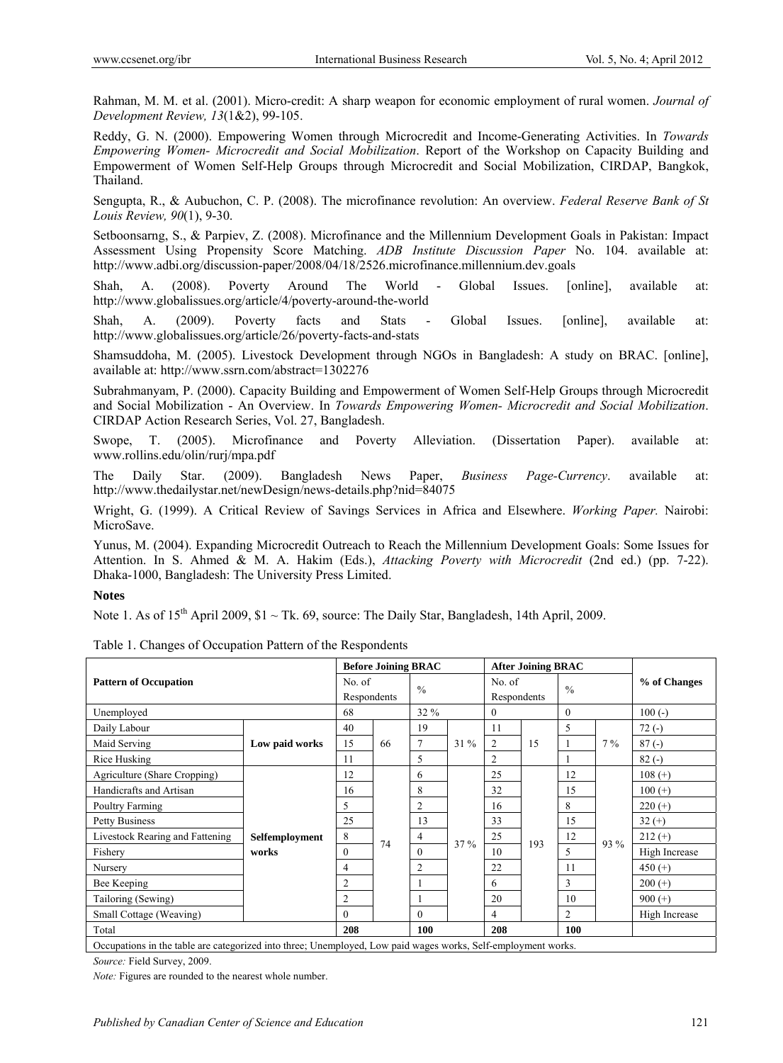Rahman, M. M. et al. (2001). Micro-credit: A sharp weapon for economic employment of rural women. *Journal of Development Review, 13*(1&2), 99-105.

Reddy, G. N. (2000). Empowering Women through Microcredit and Income-Generating Activities. In *Towards Empowering Women- Microcredit and Social Mobilization*. Report of the Workshop on Capacity Building and Empowerment of Women Self-Help Groups through Microcredit and Social Mobilization, CIRDAP, Bangkok, Thailand.

Sengupta, R., & Aubuchon, C. P. (2008). The microfinance revolution: An overview. *Federal Reserve Bank of St Louis Review, 90*(1), 9-30.

Setboonsarng, S., & Parpiev, Z. (2008). Microfinance and the Millennium Development Goals in Pakistan: Impact Assessment Using Propensity Score Matching. *ADB Institute Discussion Paper* No. 104. available at: http://www.adbi.org/discussion-paper/2008/04/18/2526.microfinance.millennium.dev.goals

Shah, A. (2008). Poverty Around The World - Global Issues. [online], available at: http://www.globalissues.org/article/4/poverty-around-the-world

Shah, A. (2009). Poverty facts and Stats - Global Issues. [online], available at: http://www.globalissues.org/article/26/poverty-facts-and-stats

Shamsuddoha, M. (2005). Livestock Development through NGOs in Bangladesh: A study on BRAC. [online], available at: http://www.ssrn.com/abstract=1302276

Subrahmanyam, P. (2000). Capacity Building and Empowerment of Women Self-Help Groups through Microcredit and Social Mobilization - An Overview. In *Towards Empowering Women- Microcredit and Social Mobilization*. CIRDAP Action Research Series, Vol. 27, Bangladesh.

Swope, T. (2005). Microfinance and Poverty Alleviation. (Dissertation Paper). available at: www.rollins.edu/olin/rurj/mpa.pdf

The Daily Star. (2009). Bangladesh News Paper, *Business Page-Currency*. available at: http://www.thedailystar.net/newDesign/news-details.php?nid=84075

Wright, G. (1999). A Critical Review of Savings Services in Africa and Elsewhere. *Working Paper.* Nairobi: MicroSave.

Yunus, M. (2004). Expanding Microcredit Outreach to Reach the Millennium Development Goals: Some Issues for Attention. In S. Ahmed & M. A. Hakim (Eds.), *Attacking Poverty with Microcredit* (2nd ed.) (pp. 7-22). Dhaka-1000, Bangladesh: The University Press Limited.

## Notes

Note 1. As of 15th April 2009, $1 ~ Tk. 69, source: The Daily Star, Bangladesh, 14th April, 2009.

Table 1. Changes of Occupation Pattern of the Respondents

| Pattern of Occupation | | Before Joining BRAC | | | | After Joining BRAC | | | | % of Changes |
|---|---|---|---|---|---|---|---|---|---|---|
| | | No. of Respondents | | % | | No. of Respondents | | % | | |
| Unemployed | | 68 | | 32 % | | 0 | | 0 | | 100 (-) |
| Daily Labour | Low paid works | 40 | 66 | 19 | 31 % | 11 | 15 | 5 | 7 % | 72 (-) |
| Maid Serving | | 15 | | 7 | | 2 | | 1 | | 87 (-) |
| Rice Husking | | 11 | | 5 | | 2 | | 1 | | 82 (-) |
| Agriculture (Share Cropping) | Selfemployment works | 12 | 74 | 6 | 37 % | 25 | 193 | 12 | 93 % | 108 (+) |
| Handicrafts and Artisan | | 16 | | 8 | | 32 | | 15 | | 100 (+) |
| Poultry Farming | | 5 | | 2 | | 16 | | 8 | | 220 (+) |
| Petty Business | | 25 | | 13 | | 33 | | 15 | | 32 (+) |
| Livestock Rearing and Fattening | | 8 | | 4 | | 25 | | 12 | | 212 (+) |
| Fishery | | 0 | | 0 | | 10 | | 5 | | High Increase |
| Nursery | | 4 | | 2 | | 22 | | 11 | | 450 (+) |
| Bee Keeping | | 2 | | 1 | | 6 | | 3 | | 200 (+) |
| Tailoring (Sewing) | | 2 | | 1 | | 20 | | 10 | | 900 (+) |
| Small Cottage (Weaving) | | 0 | | 0 | | 4 | | 2 | | High Increase |
| Total | | **208** | | **100** | | **208** | | **100** | | |

Occupations in the table are categorized into three; Unemployed, Low paid wages works, Self-employment works.

*Source:* Field Survey, 2009.

*Note:* Figures are rounded to the nearest whole number.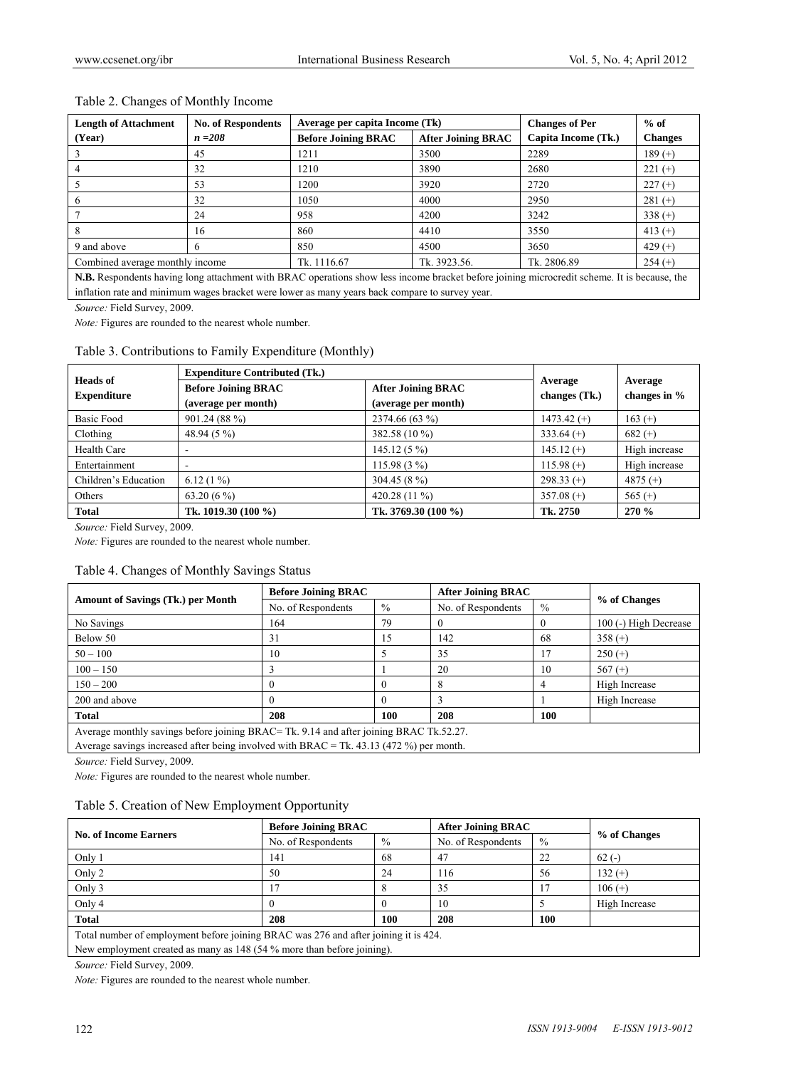Table 2. Changes of Monthly Income

| Length of Attachment (Year) | No. of Respondents $n = 208$ | Average per capita Income (Tk) | | Changes of Per Capita Income (Tk.) | % of Changes |
|---|---|---|---|---|---|
| | | Before Joining BRAC | After Joining BRAC | | |
| 3 | 45 | 1211 | 3500 | 2289 | 189 (+) |
| 4 | 32 | 1210 | 3890 | 2680 | 221 (+) |
| 5 | 53 | 1200 | 3920 | 2720 | 227 (+) |
| 6 | 32 | 1050 | 4000 | 2950 | 281 (+) |
| 7 | 24 | 958 | 4200 | 3242 | 338 (+) |
| 8 | 16 | 860 | 4410 | 3550 | 413 (+) |
| 9 and above | 6 | 850 | 4500 | 3650 | 429 (+) |
| Combined average monthly income | | Tk. 1116.67 | Tk. 3923.56. | Tk. 2806.89 | 254 (+) |
| **N.B.** Respondents having long attachment with BRAC operations show less income bracket before joining microcredit scheme. It is because, the inflation rate and minimum wages bracket were lower as many years back compare to survey year. | | | | | |

*Source:* Field Survey, 2009.

*Note:* Figures are rounded to the nearest whole number.

Table 3. Contributions to Family Expenditure (Monthly)

| Heads of Expenditure | Expenditure Contributed (Tk.) | | Average changes (Tk.) | Average changes in % |
|---|---|---|---|---|
| | Before Joining BRAC (average per month) | After Joining BRAC (average per month) | | |
| Basic Food | 901.24 (88 %) | 2374.66 (63 %) | 1473.42 (+) | 163 (+) |
| Clothing | 48.94 (5 %) | 382.58 (10 %) | 333.64 (+) | 682 (+) |
| Health Care | - | 145.12 (5 %) | 145.12 (+) | High increase |
| Entertainment | - | 115.98 (3 %) | 115.98 (+) | High increase |
| Children's Education | 6.12 (1 %) | 304.45 (8 %) | 298.33 (+) | 4875 (+) |
| Others | 63.20 (6 %) | 420.28 (11 %) | 357.08 (+) | 565 (+) |
| **Total** | **Tk. 1019.30 (100 %)** | **Tk. 3769.30 (100 %)** | **Tk. 2750** | **270 %** |

*Source:* Field Survey, 2009.

*Note:* Figures are rounded to the nearest whole number.

Table 4. Changes of Monthly Savings Status

| Amount of Savings (Tk.) per Month | Before Joining BRAC | | After Joining BRAC | | % of Changes |
|---|---|---|---|---|---|
| | No. of Respondents | % | No. of Respondents | % | |
| No Savings | 164 | 79 | 0 | 0 | 100 (-) High Decrease |
| Below 50 | 31 | 15 | 142 | 68 | 358 (+) |
| 50 – 100 | 10 | 5 | 35 | 17 | 250 (+) |
| 100 – 150 | 3 | 1 | 20 | 10 | 567 (+) |
| 150 – 200 | 0 | 0 | 8 | 4 | High Increase |
| 200 and above | 0 | 0 | 3 | 1 | High Increase |
| **Total** | **208** | **100** | **208** | **100** | |
| Average monthly savings before joining BRAC= Tk. 9.14 and after joining BRAC Tk.52.27. Average savings increased after being involved with BRAC = Tk. 43.13 (472 %) per month. | | | | | |

*Source:* Field Survey, 2009.

*Note:* Figures are rounded to the nearest whole number.

Table 5. Creation of New Employment Opportunity

| No. of Income Earners | Before Joining BRAC | | After Joining BRAC | | % of Changes |
|---|---|---|---|---|---|
| | No. of Respondents | % | No. of Respondents | % | |
| Only 1 | 141 | 68 | 47 | 22 | 62 (-) |
| Only 2 | 50 | 24 | 116 | 56 | 132 (+) |
| Only 3 | 17 | 8 | 35 | 17 | 106 (+) |
| Only 4 | 0 | 0 | 10 | 5 | High Increase |
| **Total** | **208** | **100** | **208** | **100** | |
| Total number of employment before joining BRAC was 276 and after joining it is 424. New employment created as many as 148 (54 % more than before joining). | | | | | |

*Source:* Field Survey, 2009.

*Note:* Figures are rounded to the nearest whole number.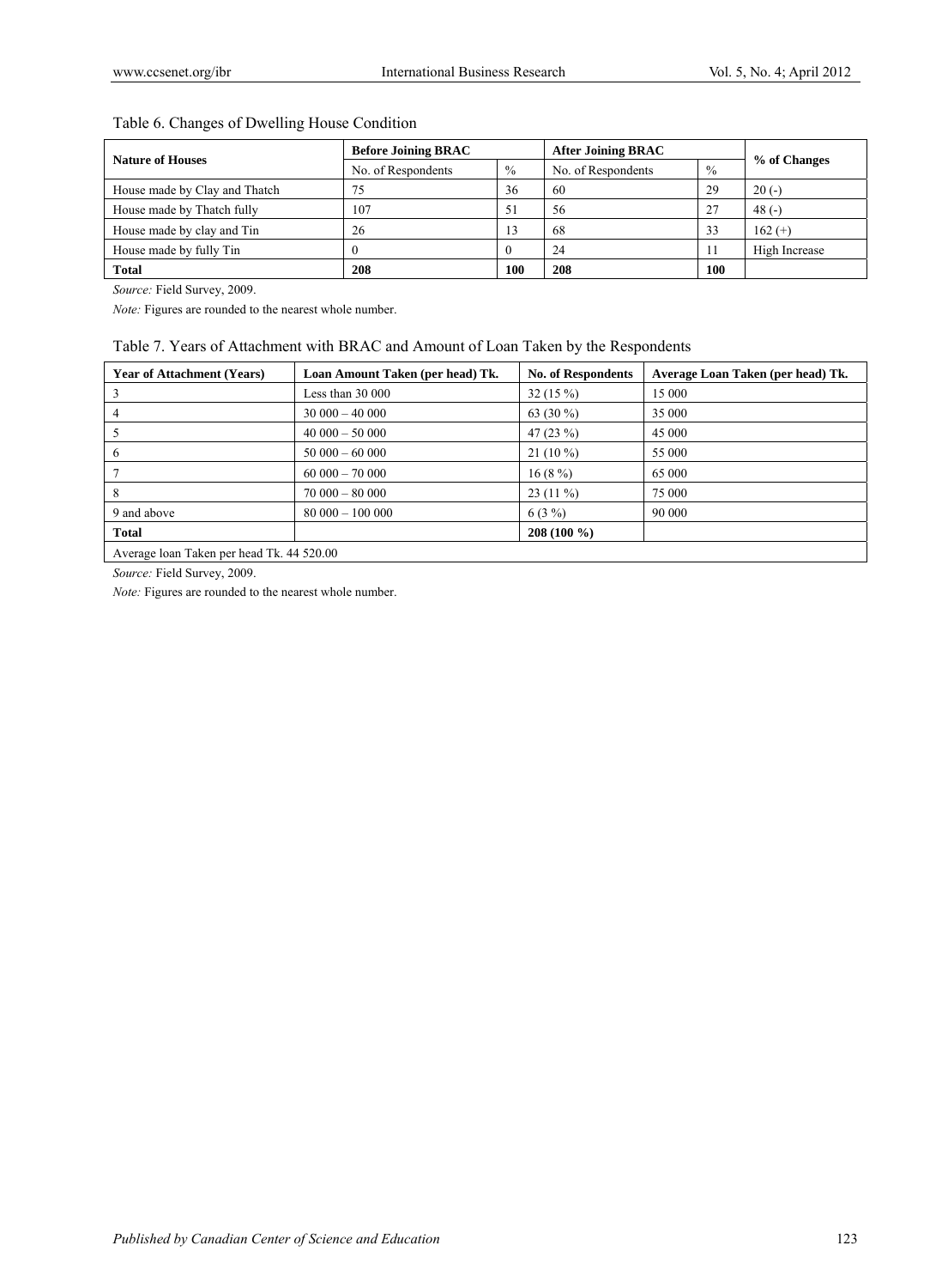Table 6. Changes of Dwelling House Condition

| Nature of Houses | Before Joining BRAC | | After Joining BRAC | | % of Changes |
|---|---|---|---|---|---|
| | No. of Respondents | % | No. of Respondents | % | |
| House made by Clay and Thatch | 75 | 36 | 60 | 29 | 20 (-) |
| House made by Thatch fully | 107 | 51 | 56 | 27 | 48 (-) |
| House made by clay and Tin | 26 | 13 | 68 | 33 | 162 (+) |
| House made by fully Tin | 0 | 0 | 24 | 11 | High Increase |
| **Total** | **208** | **100** | **208** | **100** | |

*Source:* Field Survey, 2009.

*Note:* Figures are rounded to the nearest whole number.

Table 7. Years of Attachment with BRAC and Amount of Loan Taken by the Respondents

| Year of Attachment (Years) | Loan Amount Taken (per head) Tk. | No. of Respondents | Average Loan Taken (per head) Tk. |
|---|---|---|---|
| 3 | Less than 30 000 | 32 (15 %) | 15 000 |
| 4 | 30 000 – 40 000 | 63 (30 %) | 35 000 |
| 5 | 40 000 – 50 000 | 47 (23 %) | 45 000 |
| 6 | 50 000 – 60 000 | 21 (10 %) | 55 000 |
| 7 | 60 000 – 70 000 | 16 (8 %) | 65 000 |
| 8 | 70 000 – 80 000 | 23 (11 %) | 75 000 |
| 9 and above | 80 000 – 100 000 | 6 (3 %) | 90 000 |
| **Total** | | **208 (100 %)** | |
| Average loan Taken per head Tk. 44 520.00 | | | |

*Source:* Field Survey, 2009.

*Note:* Figures are rounded to the nearest whole number.